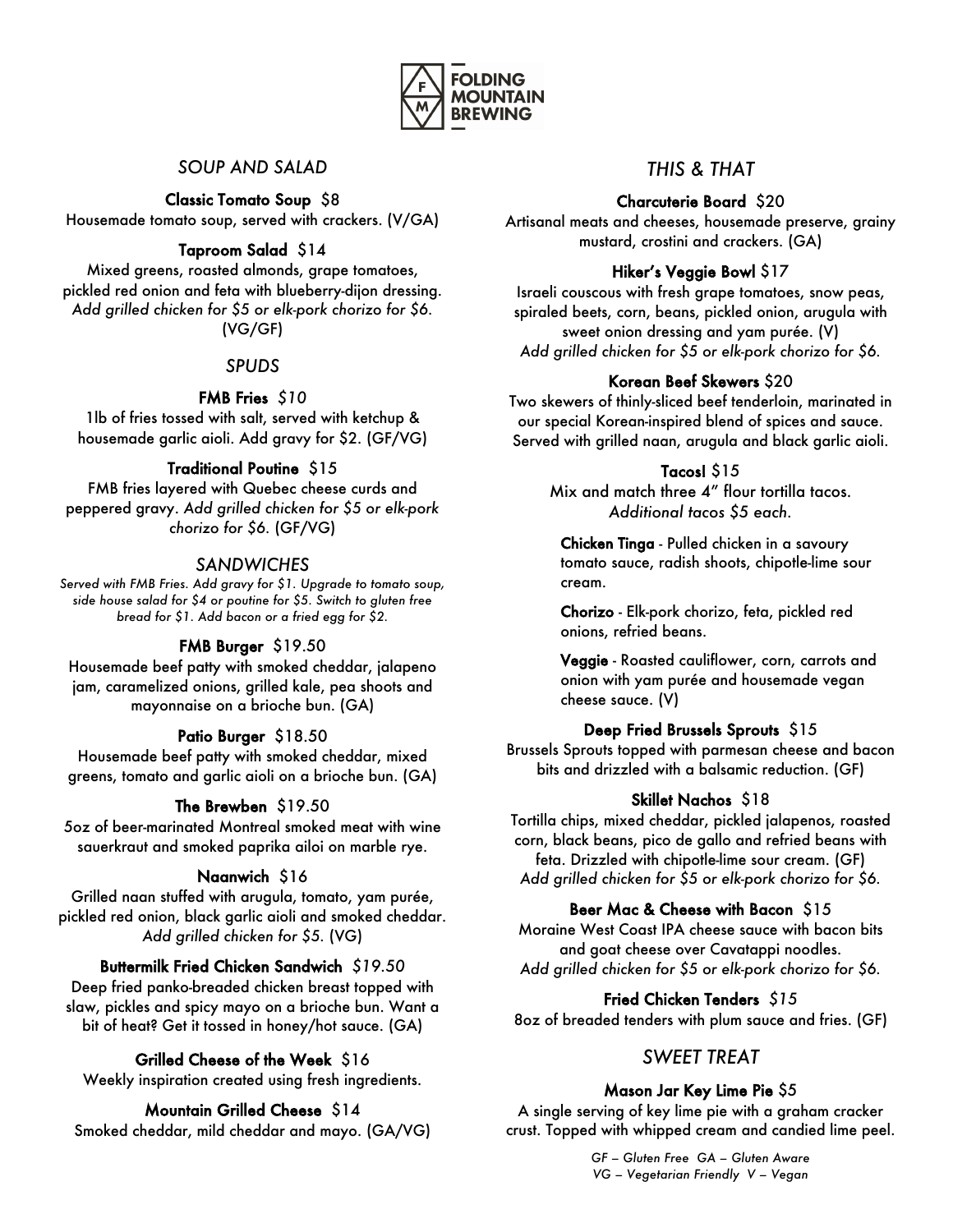# FOLDING MOUNTAIN BREWING

## *SOUP AND SALAD*

### Classic Tomato Soup $8

Housemade tomato soup, served with crackers. (V/GA)

### Taproom Salad $14

Mixed greens, roasted almonds, grape tomatoes, pickled red onion and feta with blueberry-dijon dressing. *Add grilled chicken for $5 or elk-pork chorizo for $6.* (VG/GF)

## *SPUDS*

### FMB Fries *$10*

1lb of fries tossed with salt, served with ketchup & housemade garlic aioli. Add gravy for $2. (GF/VG)

### Traditional Poutine $15

FMB fries layered with Quebec cheese curds and peppered gravy. *Add grilled chicken for $5 or elk-pork chorizo for $6.* (GF/VG)

## *SANDWICHES*

*Served with FMB Fries. Add gravy for $1. Upgrade to tomato soup, side house salad for $4 or poutine for $5. Switch to gluten free bread for $1. Add bacon or a fried egg for $2.*

### FMB Burger $19.50

Housemade beef patty with smoked cheddar, jalapeno jam, caramelized onions, grilled kale, pea shoots and mayonnaise on a brioche bun. (GA)

### Patio Burger $18.50

Housemade beef patty with smoked cheddar, mixed greens, tomato and garlic aioli on a brioche bun. (GA)

### The Brewben $19.50

5oz of beer-marinated Montreal smoked meat with wine sauerkraut and smoked paprika ailoi on marble rye.

### Naanwich $16

Grilled naan stuffed with arugula, tomato, yam purée, pickled red onion, black garlic aioli and smoked cheddar. *Add grilled chicken for $5.* (VG)

### Buttermilk Fried Chicken Sandwich *$19.50*

Deep fried panko-breaded chicken breast topped with slaw, pickles and spicy mayo on a brioche bun. Want a bit of heat? Get it tossed in honey/hot sauce. (GA)

### Grilled Cheese of the Week $16

Weekly inspiration created using fresh ingredients.

### Mountain Grilled Cheese $14

Smoked cheddar, mild cheddar and mayo. (GA/VG)

## *THIS & THAT*

### Charcuterie Board $20

Artisanal meats and cheeses, housemade preserve, grainy mustard, crostini and crackers. (GA)

### Hiker's Veggie Bowl $17

Israeli couscous with fresh grape tomatoes, snow peas, spiraled beets, corn, beans, pickled onion, arugula with sweet onion dressing and yam purée. (V)
*Add grilled chicken for $5 or elk-pork chorizo for $6.*

### Korean Beef Skewers $20

Two skewers of thinly-sliced beef tenderloin, marinated in our special Korean-inspired blend of spices and sauce. Served with grilled naan, arugula and black garlic aioli.

### Tacos! $15

Mix and match three 4" flour tortilla tacos.
*Additional tacos $5 each.*

**Chicken Tinga** - Pulled chicken in a savoury tomato sauce, radish shoots, chipotle-lime sour cream.

**Chorizo** - Elk-pork chorizo, feta, pickled red onions, refried beans.

**Veggie** - Roasted cauliflower, corn, carrots and onion with yam purée and housemade vegan cheese sauce. (V)

### Deep Fried Brussels Sprouts $15

Brussels Sprouts topped with parmesan cheese and bacon bits and drizzled with a balsamic reduction. (GF)

### Skillet Nachos $18

Tortilla chips, mixed cheddar, pickled jalapenos, roasted corn, black beans, pico de gallo and refried beans with feta. Drizzled with chipotle-lime sour cream. (GF)
*Add grilled chicken for $5 or elk-pork chorizo for $6.*

### Beer Mac & Cheese with Bacon $15

Moraine West Coast IPA cheese sauce with bacon bits and goat cheese over Cavatappi noodles.
*Add grilled chicken for $5 or elk-pork chorizo for $6.*

### Fried Chicken Tenders *$15*

8oz of breaded tenders with plum sauce and fries. (GF)

## *SWEET TREAT*

### Mason Jar Key Lime Pie $5

A single serving of key lime pie with a graham cracker crust. Topped with whipped cream and candied lime peel.

*GF – Gluten Free GA – Gluten Aware*
*VG – Vegetarian Friendly V – Vegan*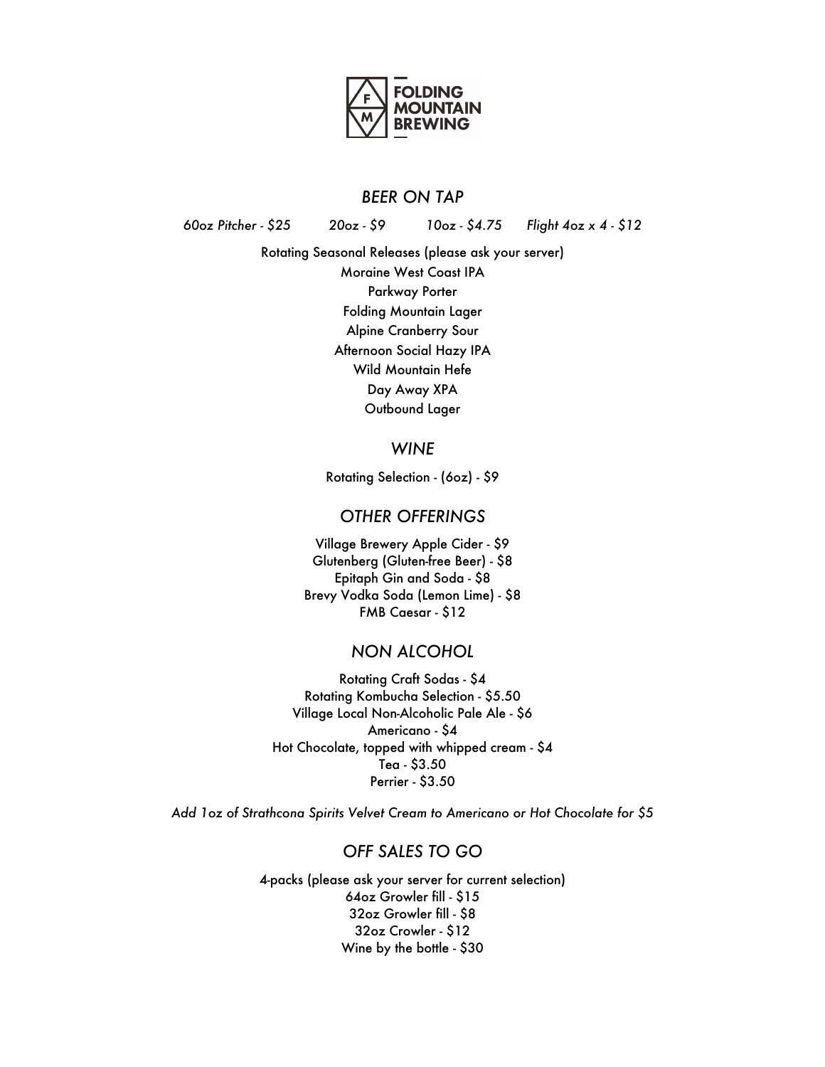# FOLDING MOUNTAIN BREWING

## *BEER ON TAP*

*60oz Pitcher - $25 20oz - $9 10oz - $4.75 Flight 4oz x 4 - $12*

Rotating Seasonal Releases (please ask your server)
Moraine West Coast IPA
Parkway Porter
Folding Mountain Lager
Alpine Cranberry Sour
Afternoon Social Hazy IPA
Wild Mountain Hefe
Day Away XPA
Outbound Lager

## *WINE*

Rotating Selection - (6oz) - $9

## *OTHER OFFERINGS*

Village Brewery Apple Cider - $9
Glutenberg (Gluten-free Beer) - $8
Epitaph Gin and Soda - $8
Brevy Vodka Soda (Lemon Lime) - $8
FMB Caesar - $12

## *NON ALCOHOL*

Rotating Craft Sodas - $4
Rotating Kombucha Selection - $5.50
Village Local Non-Alcoholic Pale Ale - $6
Americano - $4
Hot Chocolate, topped with whipped cream - $4
Tea - $3.50
Perrier - $3.50

*Add 1oz of Strathcona Spirits Velvet Cream to Americano or Hot Chocolate for $5*

## *OFF SALES TO GO*

4-packs (please ask your server for current selection)
64oz Growler fill - $15
32oz Growler fill - $8
32oz Crowler - $12
Wine by the bottle - $30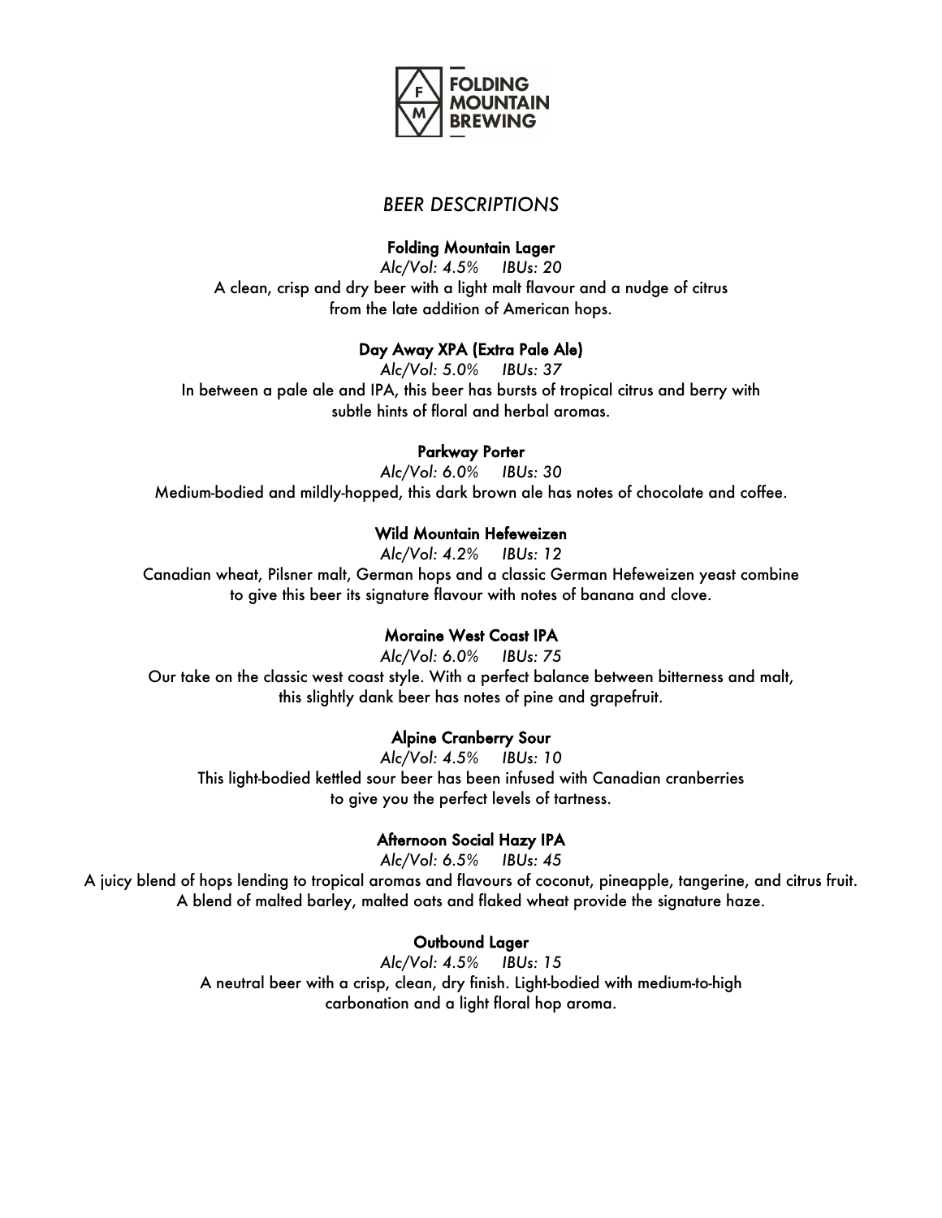FOLDING MOUNTAIN BREWING

# *BEER DESCRIPTIONS*

### Folding Mountain Lager

*Alc/Vol: 4.5%     IBUs: 20*

A clean, crisp and dry beer with a light malt flavour and a nudge of citrus from the late addition of American hops.

### Day Away XPA (Extra Pale Ale)

*Alc/Vol: 5.0%     IBUs: 37*

In between a pale ale and IPA, this beer has bursts of tropical citrus and berry with subtle hints of floral and herbal aromas.

### Parkway Porter

*Alc/Vol: 6.0%     IBUs: 30*

Medium-bodied and mildly-hopped, this dark brown ale has notes of chocolate and coffee.

### Wild Mountain Hefeweizen

*Alc/Vol: 4.2%     IBUs: 12*

Canadian wheat, Pilsner malt, German hops and a classic German Hefeweizen yeast combine to give this beer its signature flavour with notes of banana and clove.

### Moraine West Coast IPA

*Alc/Vol: 6.0%     IBUs: 75*

Our take on the classic west coast style. With a perfect balance between bitterness and malt, this slightly dank beer has notes of pine and grapefruit.

### Alpine Cranberry Sour

*Alc/Vol: 4.5%     IBUs: 10*

This light-bodied kettled sour beer has been infused with Canadian cranberries to give you the perfect levels of tartness.

### Afternoon Social Hazy IPA

*Alc/Vol: 6.5%     IBUs: 45*

A juicy blend of hops lending to tropical aromas and flavours of coconut, pineapple, tangerine, and citrus fruit. A blend of malted barley, malted oats and flaked wheat provide the signature haze.

### Outbound Lager

*Alc/Vol: 4.5%     IBUs: 15*

A neutral beer with a crisp, clean, dry finish. Light-bodied with medium-to-high carbonation and a light floral hop aroma.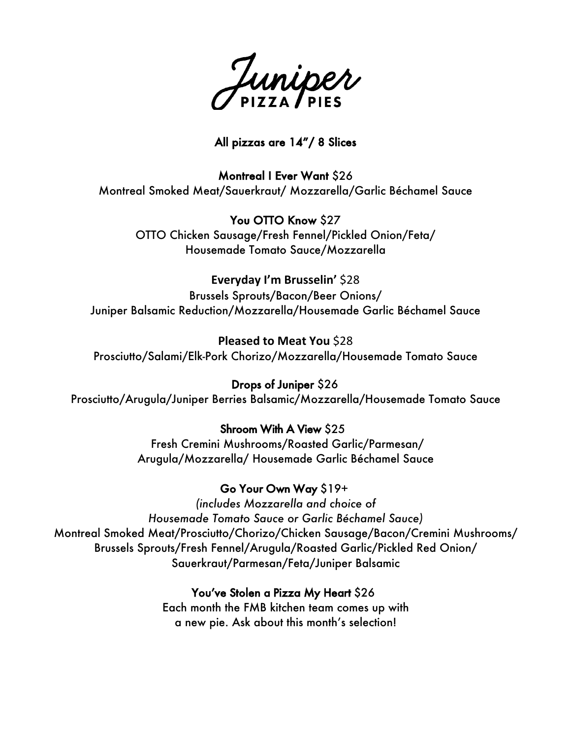# Juniper PIZZA PIES

**All pizzas are 14"/ 8 Slices**

**Montreal I Ever Want** $26
Montreal Smoked Meat/Sauerkraut/ Mozzarella/Garlic Béchamel Sauce

**You OTTO Know** $27
OTTO Chicken Sausage/Fresh Fennel/Pickled Onion/Feta/
Housemade Tomato Sauce/Mozzarella

**Everyday I'm Brusselin'** $28
Brussels Sprouts/Bacon/Beer Onions/
Juniper Balsamic Reduction/Mozzarella/Housemade Garlic Béchamel Sauce

**Pleased to Meat You** $28
Prosciutto/Salami/Elk-Pork Chorizo/Mozzarella/Housemade Tomato Sauce

**Drops of Juniper** $26
Prosciutto/Arugula/Juniper Berries Balsamic/Mozzarella/Housemade Tomato Sauce

**Shroom With A View** $25
Fresh Cremini Mushrooms/Roasted Garlic/Parmesan/
Arugula/Mozzarella/ Housemade Garlic Béchamel Sauce

**Go Your Own Way** $19+
*(includes Mozzarella and choice of*
*Housemade Tomato Sauce or Garlic Béchamel Sauce)*
Montreal Smoked Meat/Prosciutto/Chorizo/Chicken Sausage/Bacon/Cremini Mushrooms/
Brussels Sprouts/Fresh Fennel/Arugula/Roasted Garlic/Pickled Red Onion/
Sauerkraut/Parmesan/Feta/Juniper Balsamic

**You've Stolen a Pizza My Heart** $26
Each month the FMB kitchen team comes up with
a new pie. Ask about this month's selection!